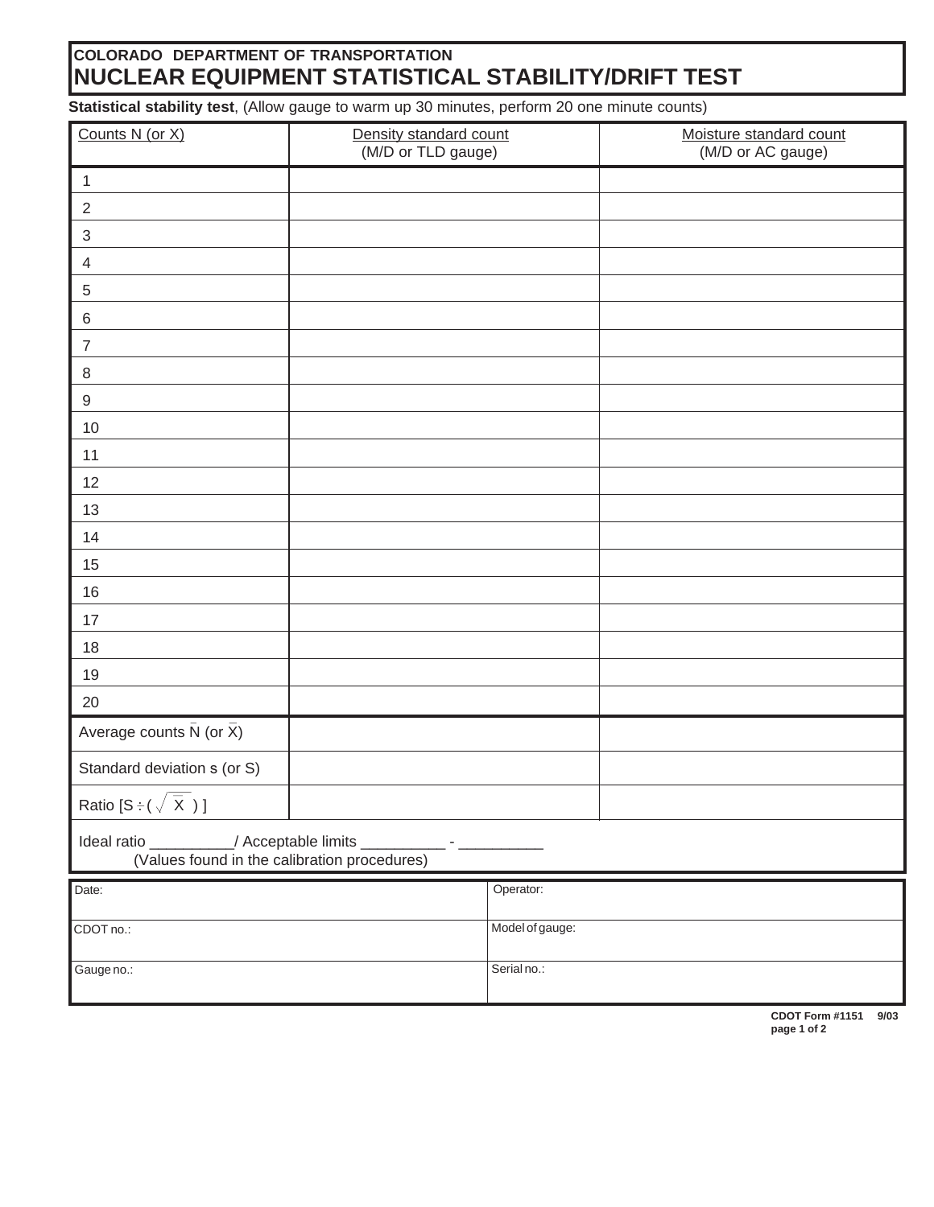**COLORADO DEPARTMENT OF TRANSPORTATION**

# NUCLEAR EQUIPMENT STATISTICAL STABILITY/DRIFT TEST

**Statistical stability test**, (Allow gauge to warm up 30 minutes, perform 20 one minute counts)

| Counts N (or X) | Density standard count (M/D or TLD gauge) | Moisture standard count (M/D or AC gauge) |
|---|---|---|
| 1 | | |
| 2 | | |
| 3 | | |
| 4 | | |
| 5 | | |
| 6 | | |
| 7 | | |
| 8 | | |
| 9 | | |
| 10 | | |
| 11 | | |
| 12 | | |
| 13 | | |
| 14 | | |
| 15 | | |
| 16 | | |
| 17 | | |
| 18 | | |
| 19 | | |
| 20 | | |
| Average counts $\bar{N}$ (or $\bar{X}$) | | |
| Standard deviation s (or S) | | |
| Ratio [$S \div (\sqrt{\bar{X}})$] | | |

Ideal ratio __________/ Acceptable limits __________ - __________
(Values found in the calibration procedures)

| Date: | Operator: |
|---|---|
| CDOT no.: | Model of gauge: |
| Gauge no.: | Serial no.: |

**CDOT Form #1151 9/03**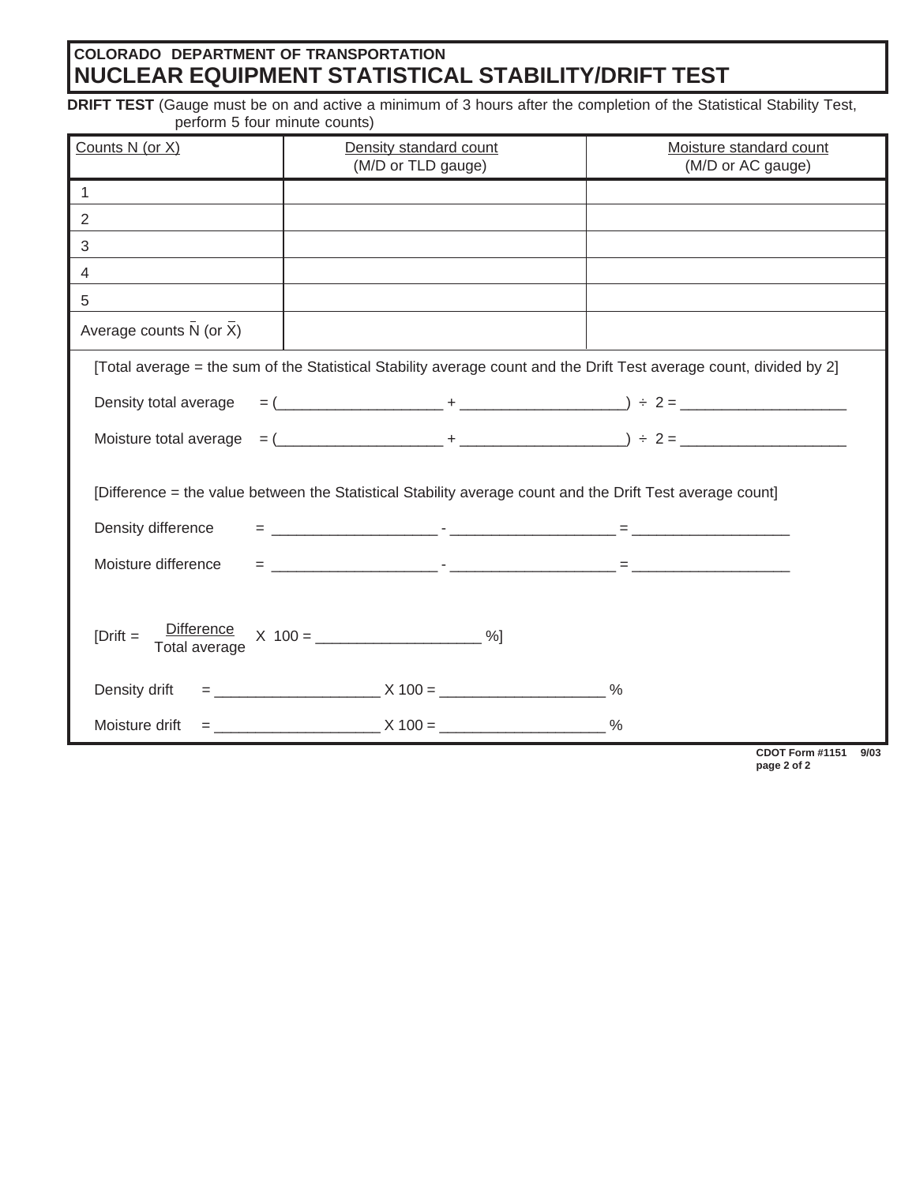## COLORADO DEPARTMENT OF TRANSPORTATION
# NUCLEAR EQUIPMENT STATISTICAL STABILITY/DRIFT TEST

**DRIFT TEST** (Gauge must be on and active a minimum of 3 hours after the completion of the Statistical Stability Test, perform 5 four minute counts)

| Counts N (or X) | Density standard count (M/D or TLD gauge) | Moisture standard count (M/D or AC gauge) |
|---|---|---|
| 1 | | |
| 2 | | |
| 3 | | |
| 4 | | |
| 5 | | |
| Average counts $\bar{N}$ (or $\bar{X}$) | | |

[Total average = the sum of the Statistical Stability average count and the Drift Test average count, divided by 2]

Density total average = (___________________ + ___________________) ÷ 2 = ___________________

Moisture total average = (___________________ + ___________________) ÷ 2 = ___________________

[Difference = the value between the Statistical Stability average count and the Drift Test average count]

Density difference = ___________________ - ___________________ = ___________________

Moisture difference = ___________________ - ___________________ = ___________________

[Drift = $\frac{\text{Difference}}{\text{Total average}}$ X 100 = ___________________ %]

Density drift = ___________________ X 100 = ___________________ %

Moisture drift = ___________________ X 100 = ___________________ %

CDOT Form #1151 9/03